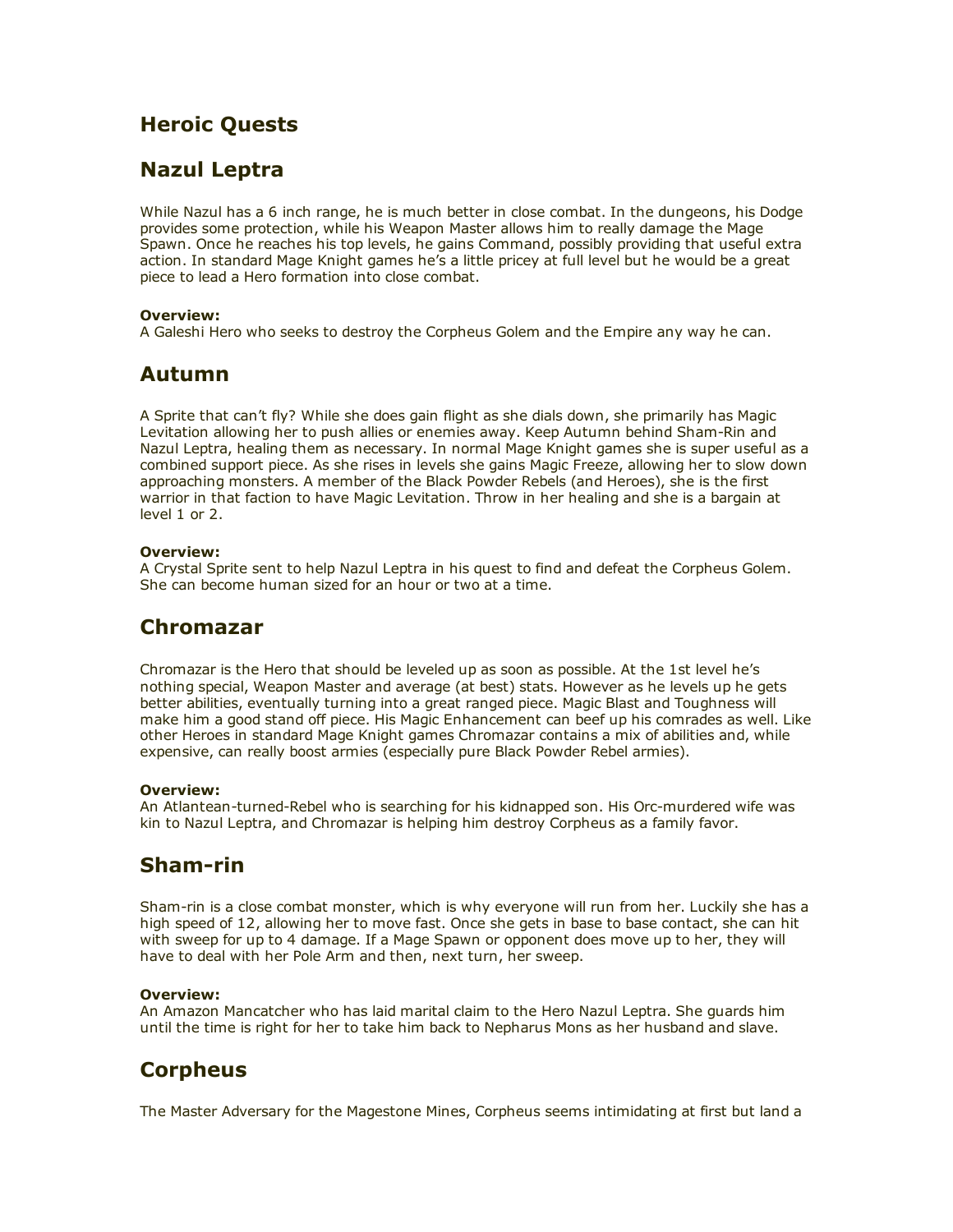# Heroic Quests

## Nazul Leptra

While Nazul has a 6 inch range, he is much better in close combat. In the dungeons, his Dodge provides some protection, while his Weapon Master allows him to really damage the Mage Spawn. Once he reaches his top levels, he gains Command, possibly providing that useful extra action. In standard Mage Knight games he's a little pricey at full level but he would be a great piece to lead a Hero formation into close combat.

**Overview:**
A Galeshi Hero who seeks to destroy the Corpheus Golem and the Empire any way he can.

## Autumn

A Sprite that can't fly? While she does gain flight as she dials down, she primarily has Magic Levitation allowing her to push allies or enemies away. Keep Autumn behind Sham-Rin and Nazul Leptra, healing them as necessary. In normal Mage Knight games she is super useful as a combined support piece. As she rises in levels she gains Magic Freeze, allowing her to slow down approaching monsters. A member of the Black Powder Rebels (and Heroes), she is the first warrior in that faction to have Magic Levitation. Throw in her healing and she is a bargain at level 1 or 2.

**Overview:**
A Crystal Sprite sent to help Nazul Leptra in his quest to find and defeat the Corpheus Golem. She can become human sized for an hour or two at a time.

## Chromazar

Chromazar is the Hero that should be leveled up as soon as possible. At the 1st level he's nothing special, Weapon Master and average (at best) stats. However as he levels up he gets better abilities, eventually turning into a great ranged piece. Magic Blast and Toughness will make him a good stand off piece. His Magic Enhancement can beef up his comrades as well. Like other Heroes in standard Mage Knight games Chromazar contains a mix of abilities and, while expensive, can really boost armies (especially pure Black Powder Rebel armies).

**Overview:**
An Atlantean-turned-Rebel who is searching for his kidnapped son. His Orc-murdered wife was kin to Nazul Leptra, and Chromazar is helping him destroy Corpheus as a family favor.

## Sham-rin

Sham-rin is a close combat monster, which is why everyone will run from her. Luckily she has a high speed of 12, allowing her to move fast. Once she gets in base to base contact, she can hit with sweep for up to 4 damage. If a Mage Spawn or opponent does move up to her, they will have to deal with her Pole Arm and then, next turn, her sweep.

**Overview:**
An Amazon Mancatcher who has laid marital claim to the Hero Nazul Leptra. She guards him until the time is right for her to take him back to Nepharus Mons as her husband and slave.

## Corpheus

The Master Adversary for the Magestone Mines, Corpheus seems intimidating at first but land a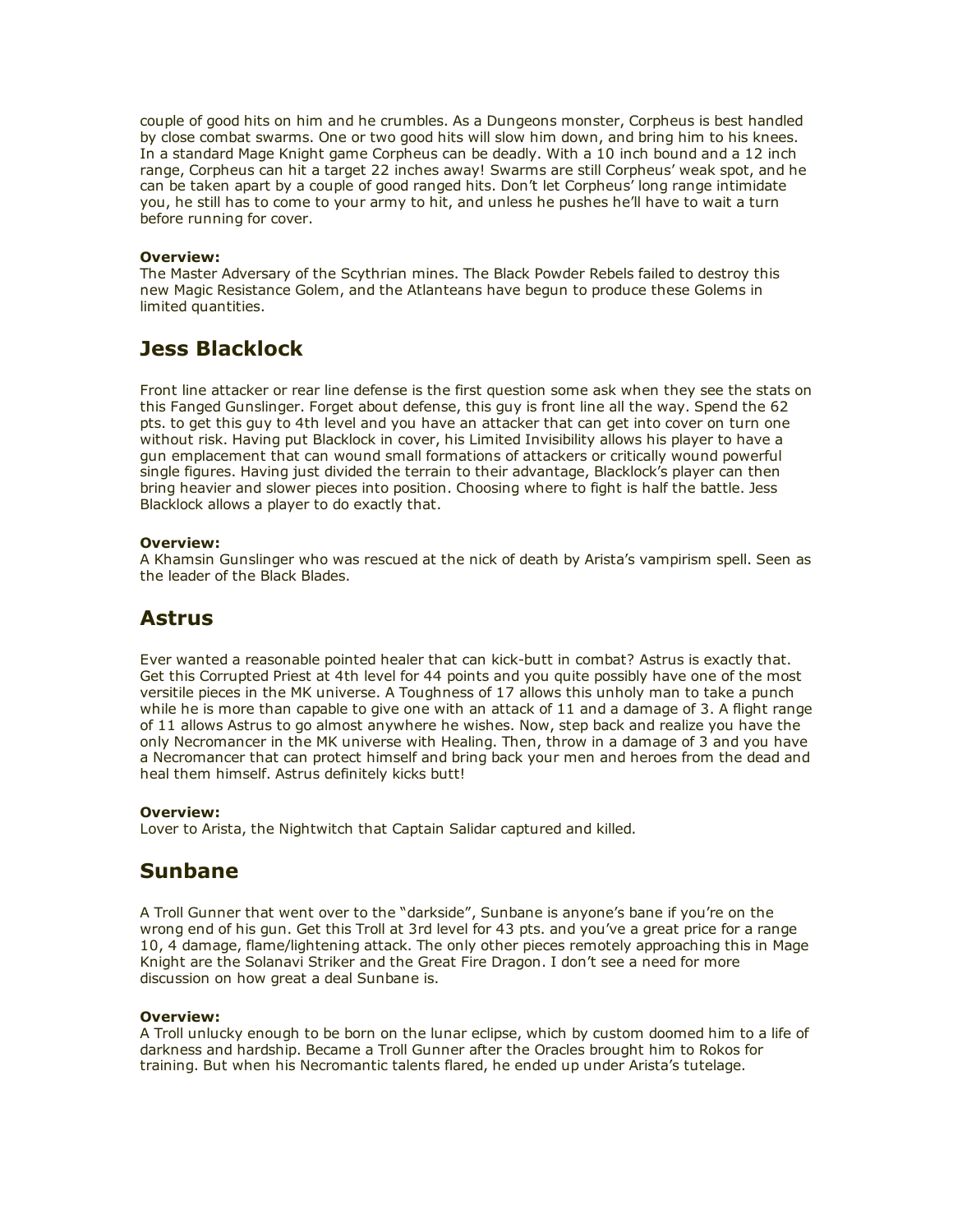couple of good hits on him and he crumbles. As a Dungeons monster, Corpheus is best handled by close combat swarms. One or two good hits will slow him down, and bring him to his knees. In a standard Mage Knight game Corpheus can be deadly. With a 10 inch bound and a 12 inch range, Corpheus can hit a target 22 inches away! Swarms are still Corpheus' weak spot, and he can be taken apart by a couple of good ranged hits. Don't let Corpheus' long range intimidate you, he still has to come to your army to hit, and unless he pushes he'll have to wait a turn before running for cover.

**Overview:**
The Master Adversary of the Scythrian mines. The Black Powder Rebels failed to destroy this new Magic Resistance Golem, and the Atlanteans have begun to produce these Golems in limited quantities.

## Jess Blacklock

Front line attacker or rear line defense is the first question some ask when they see the stats on this Fanged Gunslinger. Forget about defense, this guy is front line all the way. Spend the 62 pts. to get this guy to 4th level and you have an attacker that can get into cover on turn one without risk. Having put Blacklock in cover, his Limited Invisibility allows his player to have a gun emplacement that can wound small formations of attackers or critically wound powerful single figures. Having just divided the terrain to their advantage, Blacklock's player can then bring heavier and slower pieces into position. Choosing where to fight is half the battle. Jess Blacklock allows a player to do exactly that.

**Overview:**
A Khamsin Gunslinger who was rescued at the nick of death by Arista's vampirism spell. Seen as the leader of the Black Blades.

## Astrus

Ever wanted a reasonable pointed healer that can kick-butt in combat? Astrus is exactly that. Get this Corrupted Priest at 4th level for 44 points and you quite possibly have one of the most versitile pieces in the MK universe. A Toughness of 17 allows this unholy man to take a punch while he is more than capable to give one with an attack of 11 and a damage of 3. A flight range of 11 allows Astrus to go almost anywhere he wishes. Now, step back and realize you have the only Necromancer in the MK universe with Healing. Then, throw in a damage of 3 and you have a Necromancer that can protect himself and bring back your men and heroes from the dead and heal them himself. Astrus definitely kicks butt!

**Overview:**
Lover to Arista, the Nightwitch that Captain Salidar captured and killed.

## Sunbane

A Troll Gunner that went over to the "darkside", Sunbane is anyone's bane if you're on the wrong end of his gun. Get this Troll at 3rd level for 43 pts. and you've a great price for a range 10, 4 damage, flame/lightening attack. The only other pieces remotely approaching this in Mage Knight are the Solanavi Striker and the Great Fire Dragon. I don't see a need for more discussion on how great a deal Sunbane is.

**Overview:**
A Troll unlucky enough to be born on the lunar eclipse, which by custom doomed him to a life of darkness and hardship. Became a Troll Gunner after the Oracles brought him to Rokos for training. But when his Necromantic talents flared, he ended up under Arista's tutelage.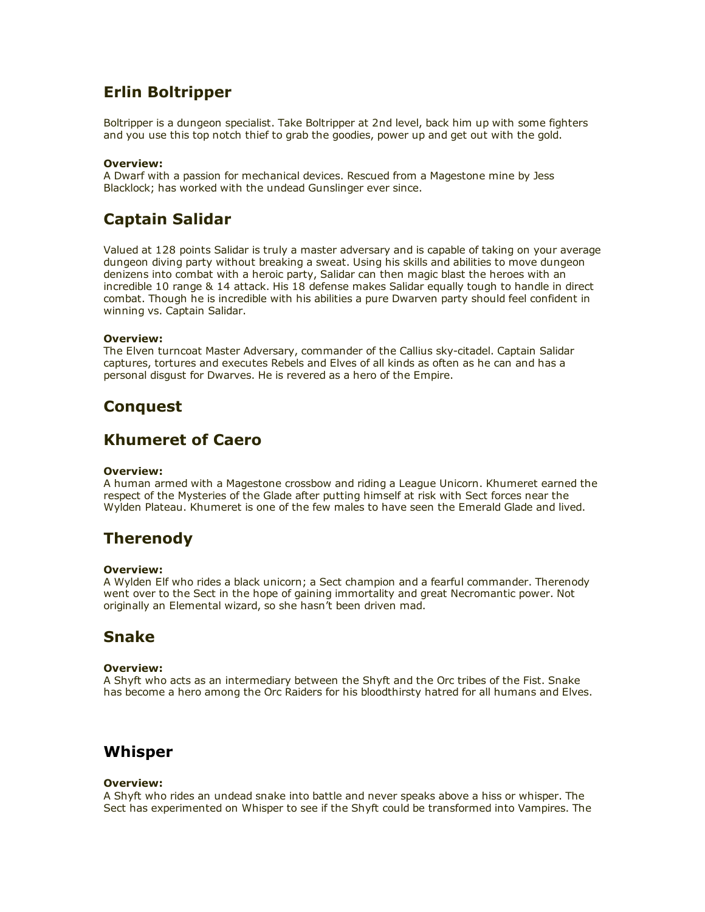## Erlin Boltripper

Boltripper is a dungeon specialist. Take Boltripper at 2nd level, back him up with some fighters and you use this top notch thief to grab the goodies, power up and get out with the gold.

**Overview:**
A Dwarf with a passion for mechanical devices. Rescued from a Magestone mine by Jess Blacklock; has worked with the undead Gunslinger ever since.

## Captain Salidar

Valued at 128 points Salidar is truly a master adversary and is capable of taking on your average dungeon diving party without breaking a sweat. Using his skills and abilities to move dungeon denizens into combat with a heroic party, Salidar can then magic blast the heroes with an incredible 10 range & 14 attack. His 18 defense makes Salidar equally tough to handle in direct combat. Though he is incredible with his abilities a pure Dwarven party should feel confident in winning vs. Captain Salidar.

**Overview:**
The Elven turncoat Master Adversary, commander of the Callius sky-citadel. Captain Salidar captures, tortures and executes Rebels and Elves of all kinds as often as he can and has a personal disgust for Dwarves. He is revered as a hero of the Empire.

## Conquest

## Khumeret of Caero

**Overview:**
A human armed with a Magestone crossbow and riding a League Unicorn. Khumeret earned the respect of the Mysteries of the Glade after putting himself at risk with Sect forces near the Wylden Plateau. Khumeret is one of the few males to have seen the Emerald Glade and lived.

## Therenody

**Overview:**
A Wylden Elf who rides a black unicorn; a Sect champion and a fearful commander. Therenody went over to the Sect in the hope of gaining immortality and great Necromantic power. Not originally an Elemental wizard, so she hasn't been driven mad.

## Snake

**Overview:**
A Shyft who acts as an intermediary between the Shyft and the Orc tribes of the Fist. Snake has become a hero among the Orc Raiders for his bloodthirsty hatred for all humans and Elves.

## Whisper

**Overview:**
A Shyft who rides an undead snake into battle and never speaks above a hiss or whisper. The Sect has experimented on Whisper to see if the Shyft could be transformed into Vampires. The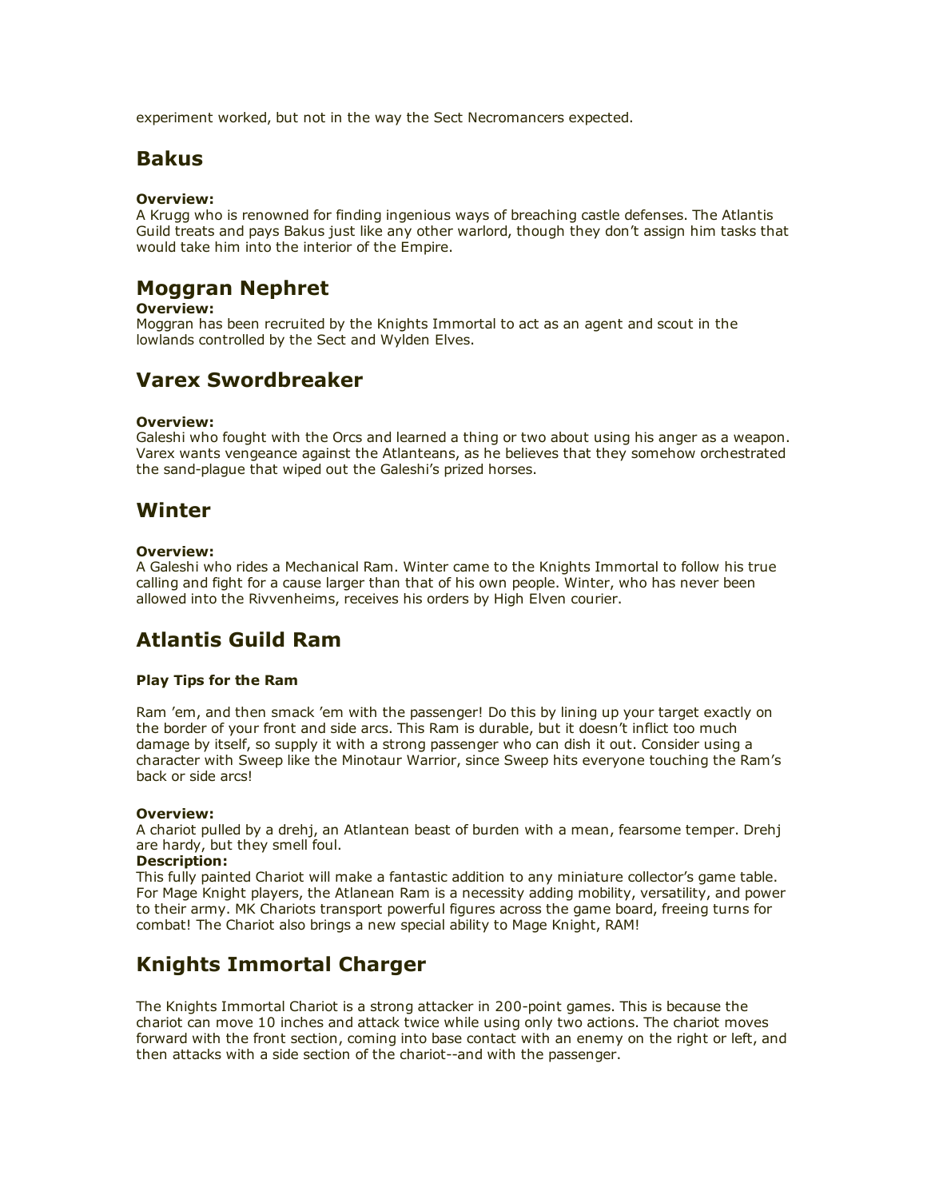experiment worked, but not in the way the Sect Necromancers expected.

## Bakus

**Overview:**
A Krugg who is renowned for finding ingenious ways of breaching castle defenses. The Atlantis Guild treats and pays Bakus just like any other warlord, though they don't assign him tasks that would take him into the interior of the Empire.

## Moggran Nephret

**Overview:**
Moggran has been recruited by the Knights Immortal to act as an agent and scout in the lowlands controlled by the Sect and Wylden Elves.

## Varex Swordbreaker

**Overview:**
Galeshi who fought with the Orcs and learned a thing or two about using his anger as a weapon. Varex wants vengeance against the Atlanteans, as he believes that they somehow orchestrated the sand-plague that wiped out the Galeshi's prized horses.

## Winter

**Overview:**
A Galeshi who rides a Mechanical Ram. Winter came to the Knights Immortal to follow his true calling and fight for a cause larger than that of his own people. Winter, who has never been allowed into the Rivvenheims, receives his orders by High Elven courier.

## Atlantis Guild Ram

#### Play Tips for the Ram

Ram 'em, and then smack 'em with the passenger! Do this by lining up your target exactly on the border of your front and side arcs. This Ram is durable, but it doesn't inflict too much damage by itself, so supply it with a strong passenger who can dish it out. Consider using a character with Sweep like the Minotaur Warrior, since Sweep hits everyone touching the Ram's back or side arcs!

**Overview:**
A chariot pulled by a drehj, an Atlantean beast of burden with a mean, fearsome temper. Drehj are hardy, but they smell foul.
**Description:**
This fully painted Chariot will make a fantastic addition to any miniature collector's game table. For Mage Knight players, the Atlanean Ram is a necessity adding mobility, versatility, and power to their army. MK Chariots transport powerful figures across the game board, freeing turns for combat! The Chariot also brings a new special ability to Mage Knight, RAM!

## Knights Immortal Charger

The Knights Immortal Chariot is a strong attacker in 200-point games. This is because the chariot can move 10 inches and attack twice while using only two actions. The chariot moves forward with the front section, coming into base contact with an enemy on the right or left, and then attacks with a side section of the chariot--and with the passenger.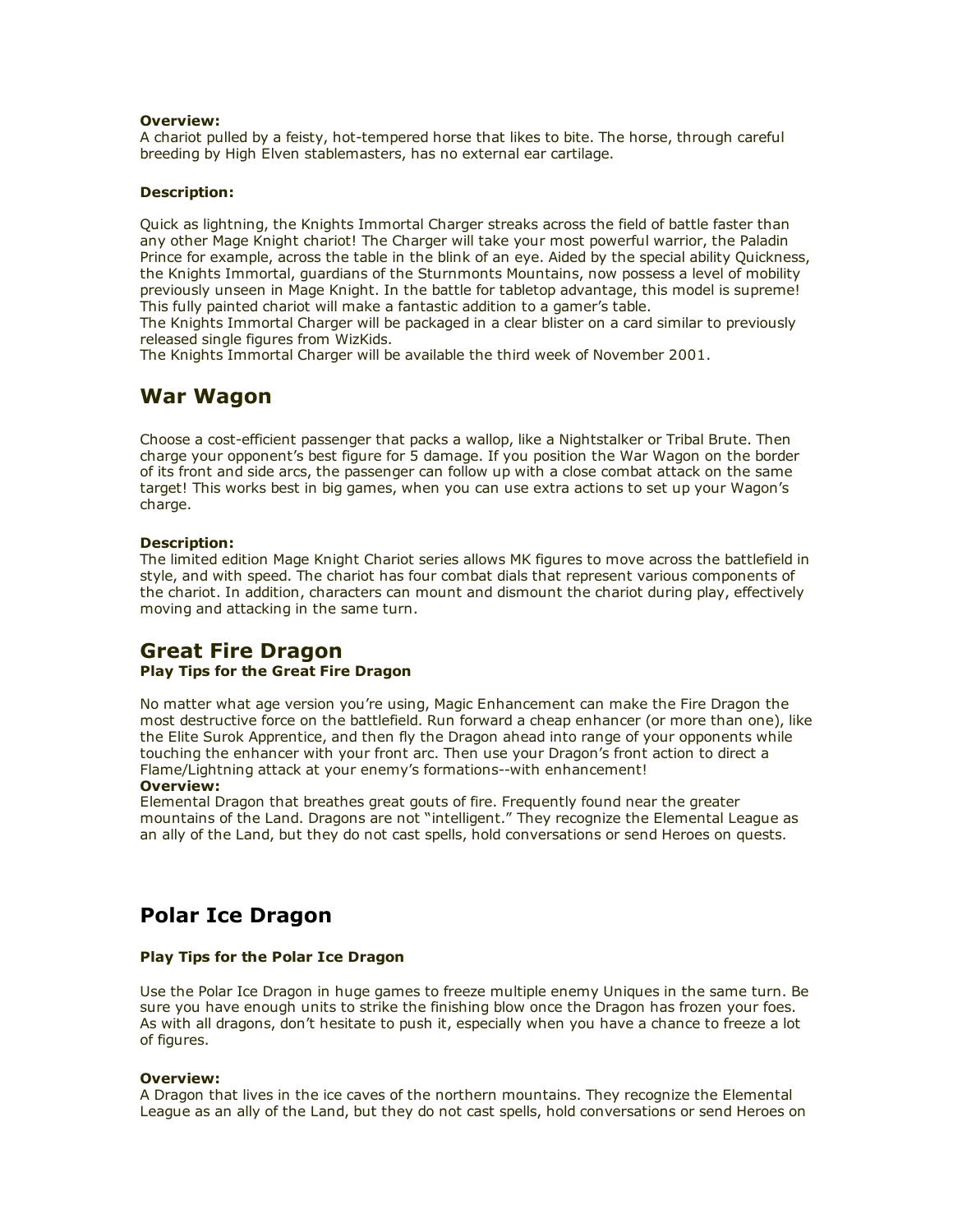**Overview:**
A chariot pulled by a feisty, hot-tempered horse that likes to bite. The horse, through careful breeding by High Elven stablemasters, has no external ear cartilage.

**Description:**

Quick as lightning, the Knights Immortal Charger streaks across the field of battle faster than any other Mage Knight chariot! The Charger will take your most powerful warrior, the Paladin Prince for example, across the table in the blink of an eye. Aided by the special ability Quickness, the Knights Immortal, guardians of the Sturnmonts Mountains, now possess a level of mobility previously unseen in Mage Knight. In the battle for tabletop advantage, this model is supreme! This fully painted chariot will make a fantastic addition to a gamer's table.
The Knights Immortal Charger will be packaged in a clear blister on a card similar to previously released single figures from WizKids.
The Knights Immortal Charger will be available the third week of November 2001.

## War Wagon

Choose a cost-efficient passenger that packs a wallop, like a Nightstalker or Tribal Brute. Then charge your opponent's best figure for 5 damage. If you position the War Wagon on the border of its front and side arcs, the passenger can follow up with a close combat attack on the same target! This works best in big games, when you can use extra actions to set up your Wagon's charge.

**Description:**
The limited edition Mage Knight Chariot series allows MK figures to move across the battlefield in style, and with speed. The chariot has four combat dials that represent various components of the chariot. In addition, characters can mount and dismount the chariot during play, effectively moving and attacking in the same turn.

## Great Fire Dragon
**Play Tips for the Great Fire Dragon**

No matter what age version you're using, Magic Enhancement can make the Fire Dragon the most destructive force on the battlefield. Run forward a cheap enhancer (or more than one), like the Elite Surok Apprentice, and then fly the Dragon ahead into range of your opponents while touching the enhancer with your front arc. Then use your Dragon's front action to direct a Flame/Lightning attack at your enemy's formations--with enhancement!
**Overview:**
Elemental Dragon that breathes great gouts of fire. Frequently found near the greater mountains of the Land. Dragons are not "intelligent." They recognize the Elemental League as an ally of the Land, but they do not cast spells, hold conversations or send Heroes on quests.

## Polar Ice Dragon

**Play Tips for the Polar Ice Dragon**

Use the Polar Ice Dragon in huge games to freeze multiple enemy Uniques in the same turn. Be sure you have enough units to strike the finishing blow once the Dragon has frozen your foes. As with all dragons, don't hesitate to push it, especially when you have a chance to freeze a lot of figures.

**Overview:**
A Dragon that lives in the ice caves of the northern mountains. They recognize the Elemental League as an ally of the Land, but they do not cast spells, hold conversations or send Heroes on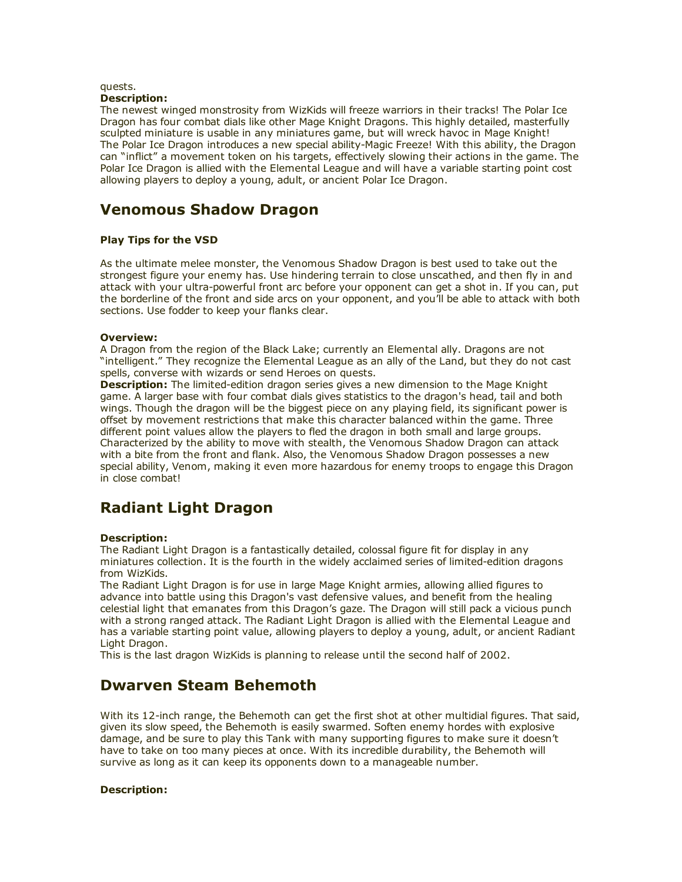quests.

**Description:**
The newest winged monstrosity from WizKids will freeze warriors in their tracks! The Polar Ice Dragon has four combat dials like other Mage Knight Dragons. This highly detailed, masterfully sculpted miniature is usable in any miniatures game, but will wreck havoc in Mage Knight!
The Polar Ice Dragon introduces a new special ability-Magic Freeze! With this ability, the Dragon can "inflict" a movement token on his targets, effectively slowing their actions in the game. The Polar Ice Dragon is allied with the Elemental League and will have a variable starting point cost allowing players to deploy a young, adult, or ancient Polar Ice Dragon.

## Venomous Shadow Dragon

**Play Tips for the VSD**

As the ultimate melee monster, the Venomous Shadow Dragon is best used to take out the strongest figure your enemy has. Use hindering terrain to close unscathed, and then fly in and attack with your ultra-powerful front arc before your opponent can get a shot in. If you can, put the borderline of the front and side arcs on your opponent, and you'll be able to attack with both sections. Use fodder to keep your flanks clear.

**Overview:**
A Dragon from the region of the Black Lake; currently an Elemental ally. Dragons are not "intelligent." They recognize the Elemental League as an ally of the Land, but they do not cast spells, converse with wizards or send Heroes on quests.
**Description:** The limited-edition dragon series gives a new dimension to the Mage Knight game. A larger base with four combat dials gives statistics to the dragon's head, tail and both wings. Though the dragon will be the biggest piece on any playing field, its significant power is offset by movement restrictions that make this character balanced within the game. Three different point values allow the players to fled the dragon in both small and large groups. Characterized by the ability to move with stealth, the Venomous Shadow Dragon can attack with a bite from the front and flank. Also, the Venomous Shadow Dragon possesses a new special ability, Venom, making it even more hazardous for enemy troops to engage this Dragon in close combat!

## Radiant Light Dragon

**Description:**
The Radiant Light Dragon is a fantastically detailed, colossal figure fit for display in any miniatures collection. It is the fourth in the widely acclaimed series of limited-edition dragons from WizKids.
The Radiant Light Dragon is for use in large Mage Knight armies, allowing allied figures to advance into battle using this Dragon's vast defensive values, and benefit from the healing celestial light that emanates from this Dragon's gaze. The Dragon will still pack a vicious punch with a strong ranged attack. The Radiant Light Dragon is allied with the Elemental League and has a variable starting point value, allowing players to deploy a young, adult, or ancient Radiant Light Dragon.
This is the last dragon WizKids is planning to release until the second half of 2002.

## Dwarven Steam Behemoth

With its 12-inch range, the Behemoth can get the first shot at other multidial figures. That said, given its slow speed, the Behemoth is easily swarmed. Soften enemy hordes with explosive damage, and be sure to play this Tank with many supporting figures to make sure it doesn't have to take on too many pieces at once. With its incredible durability, the Behemoth will survive as long as it can keep its opponents down to a manageable number.

**Description:**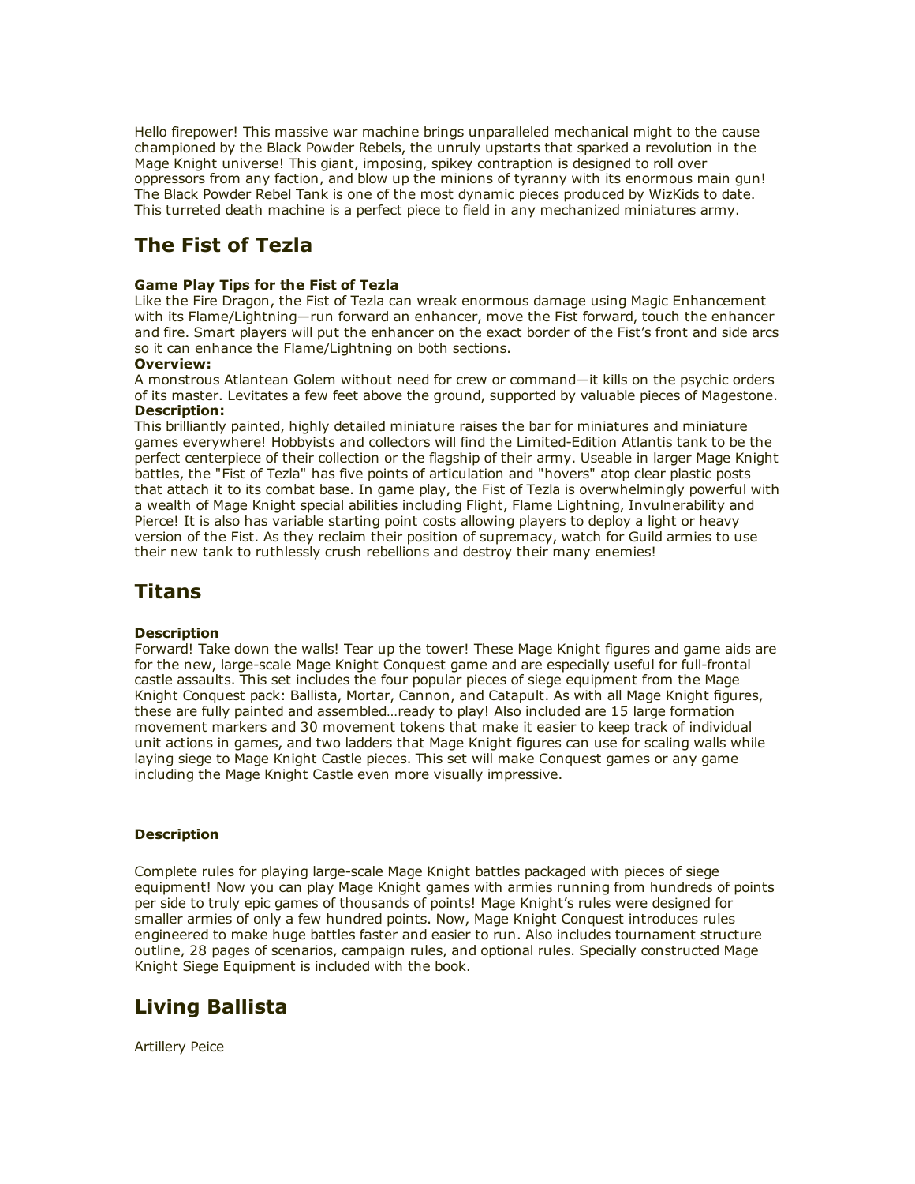Hello firepower! This massive war machine brings unparalleled mechanical might to the cause championed by the Black Powder Rebels, the unruly upstarts that sparked a revolution in the Mage Knight universe! This giant, imposing, spikey contraption is designed to roll over oppressors from any faction, and blow up the minions of tyranny with its enormous main gun! The Black Powder Rebel Tank is one of the most dynamic pieces produced by WizKids to date. This turreted death machine is a perfect piece to field in any mechanized miniatures army.

## The Fist of Tezla

**Game Play Tips for the Fist of Tezla**
Like the Fire Dragon, the Fist of Tezla can wreak enormous damage using Magic Enhancement with its Flame/Lightning—run forward an enhancer, move the Fist forward, touch the enhancer and fire. Smart players will put the enhancer on the exact border of the Fist's front and side arcs so it can enhance the Flame/Lightning on both sections.

**Overview:**
A monstrous Atlantean Golem without need for crew or command—it kills on the psychic orders of its master. Levitates a few feet above the ground, supported by valuable pieces of Magestone.

**Description:**
This brilliantly painted, highly detailed miniature raises the bar for miniatures and miniature games everywhere! Hobbyists and collectors will find the Limited-Edition Atlantis tank to be the perfect centerpiece of their collection or the flagship of their army. Useable in larger Mage Knight battles, the "Fist of Tezla" has five points of articulation and "hovers" atop clear plastic posts that attach it to its combat base. In game play, the Fist of Tezla is overwhelmingly powerful with a wealth of Mage Knight special abilities including Flight, Flame Lightning, Invulnerability and Pierce! It is also has variable starting point costs allowing players to deploy a light or heavy version of the Fist. As they reclaim their position of supremacy, watch for Guild armies to use their new tank to ruthlessly crush rebellions and destroy their many enemies!

## Titans

**Description**
Forward! Take down the walls! Tear up the tower! These Mage Knight figures and game aids are for the new, large-scale Mage Knight Conquest game and are especially useful for full-frontal castle assaults. This set includes the four popular pieces of siege equipment from the Mage Knight Conquest pack: Ballista, Mortar, Cannon, and Catapult. As with all Mage Knight figures, these are fully painted and assembled…ready to play! Also included are 15 large formation movement markers and 30 movement tokens that make it easier to keep track of individual unit actions in games, and two ladders that Mage Knight figures can use for scaling walls while laying siege to Mage Knight Castle pieces. This set will make Conquest games or any game including the Mage Knight Castle even more visually impressive.

**Description**

Complete rules for playing large-scale Mage Knight battles packaged with pieces of siege equipment! Now you can play Mage Knight games with armies running from hundreds of points per side to truly epic games of thousands of points! Mage Knight's rules were designed for smaller armies of only a few hundred points. Now, Mage Knight Conquest introduces rules engineered to make huge battles faster and easier to run. Also includes tournament structure outline, 28 pages of scenarios, campaign rules, and optional rules. Specially constructed Mage Knight Siege Equipment is included with the book.

## Living Ballista

Artillery Peice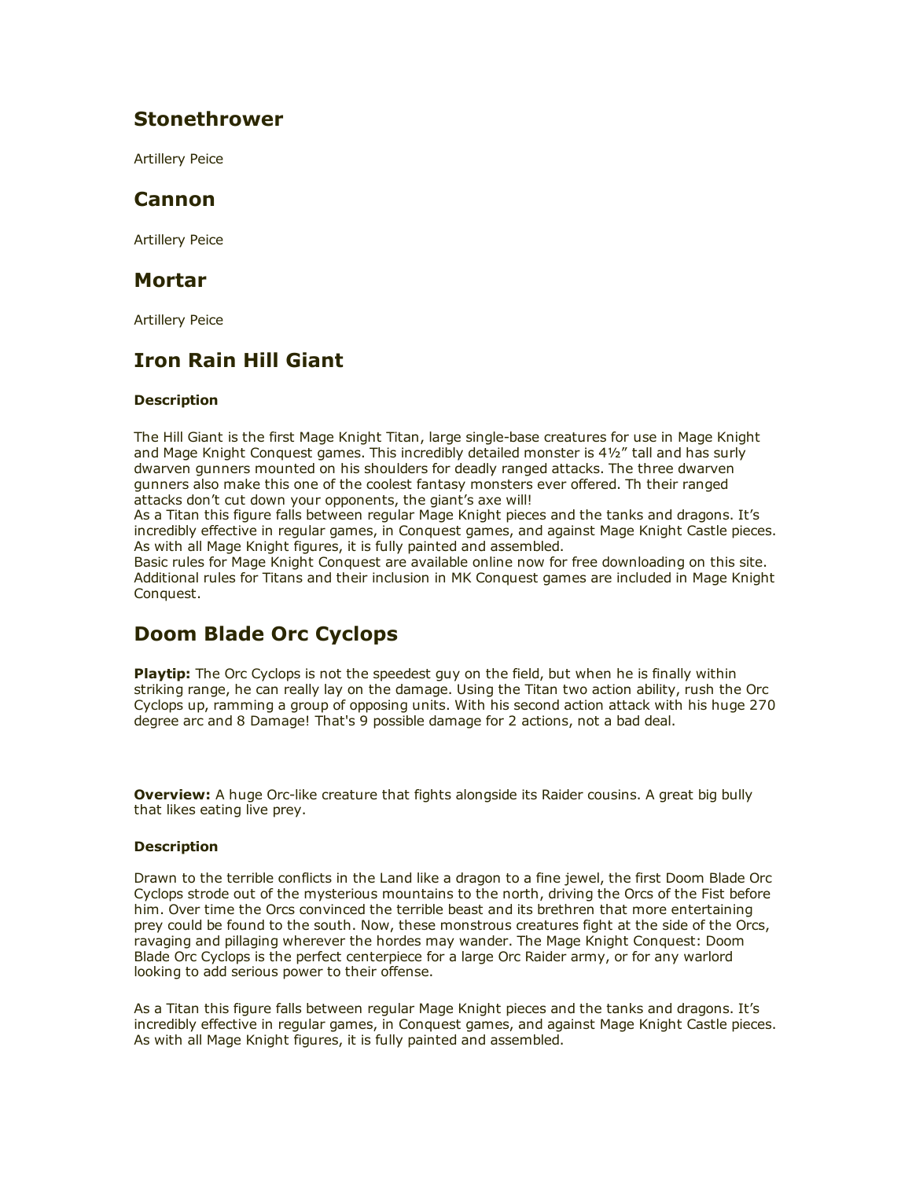## Stonethrower

Artillery Peice

## Cannon

Artillery Peice

## Mortar

Artillery Peice

## Iron Rain Hill Giant

#### Description

The Hill Giant is the first Mage Knight Titan, large single-base creatures for use in Mage Knight and Mage Knight Conquest games. This incredibly detailed monster is 4½" tall and has surly dwarven gunners mounted on his shoulders for deadly ranged attacks. The three dwarven gunners also make this one of the coolest fantasy monsters ever offered. Th their ranged attacks don't cut down your opponents, the giant's axe will!
As a Titan this figure falls between regular Mage Knight pieces and the tanks and dragons. It's incredibly effective in regular games, in Conquest games, and against Mage Knight Castle pieces. As with all Mage Knight figures, it is fully painted and assembled.
Basic rules for Mage Knight Conquest are available online now for free downloading on this site. Additional rules for Titans and their inclusion in MK Conquest games are included in Mage Knight Conquest.

## Doom Blade Orc Cyclops

**Playtip:** The Orc Cyclops is not the speedest guy on the field, but when he is finally within striking range, he can really lay on the damage. Using the Titan two action ability, rush the Orc Cyclops up, ramming a group of opposing units. With his second action attack with his huge 270 degree arc and 8 Damage! That's 9 possible damage for 2 actions, not a bad deal.

**Overview:** A huge Orc-like creature that fights alongside its Raider cousins. A great big bully that likes eating live prey.

#### Description

Drawn to the terrible conflicts in the Land like a dragon to a fine jewel, the first Doom Blade Orc Cyclops strode out of the mysterious mountains to the north, driving the Orcs of the Fist before him. Over time the Orcs convinced the terrible beast and its brethren that more entertaining prey could be found to the south. Now, these monstrous creatures fight at the side of the Orcs, ravaging and pillaging wherever the hordes may wander. The Mage Knight Conquest: Doom Blade Orc Cyclops is the perfect centerpiece for a large Orc Raider army, or for any warlord looking to add serious power to their offense.

As a Titan this figure falls between regular Mage Knight pieces and the tanks and dragons. It's incredibly effective in regular games, in Conquest games, and against Mage Knight Castle pieces. As with all Mage Knight figures, it is fully painted and assembled.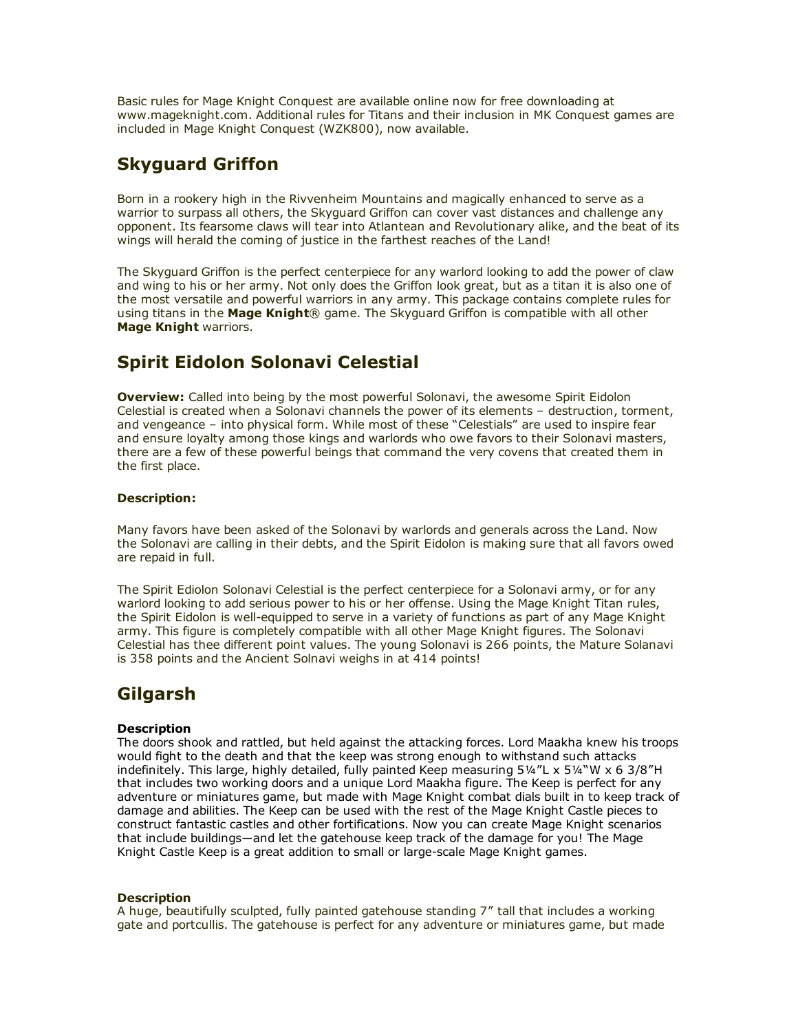Basic rules for Mage Knight Conquest are available online now for free downloading at www.mageknight.com. Additional rules for Titans and their inclusion in MK Conquest games are included in Mage Knight Conquest (WZK800), now available.

## Skyguard Griffon

Born in a rookery high in the Rivvenheim Mountains and magically enhanced to serve as a warrior to surpass all others, the Skyguard Griffon can cover vast distances and challenge any opponent. Its fearsome claws will tear into Atlantean and Revolutionary alike, and the beat of its wings will herald the coming of justice in the farthest reaches of the Land!

The Skyguard Griffon is the perfect centerpiece for any warlord looking to add the power of claw and wing to his or her army. Not only does the Griffon look great, but as a titan it is also one of the most versatile and powerful warriors in any army. This package contains complete rules for using titans in the **Mage Knight**® game. The Skyguard Griffon is compatible with all other **Mage Knight** warriors.

## Spirit Eidolon Solonavi Celestial

**Overview:** Called into being by the most powerful Solonavi, the awesome Spirit Eidolon Celestial is created when a Solonavi channels the power of its elements – destruction, torment, and vengeance – into physical form. While most of these "Celestials" are used to inspire fear and ensure loyalty among those kings and warlords who owe favors to their Solonavi masters, there are a few of these powerful beings that command the very covens that created them in the first place.

**Description:**

Many favors have been asked of the Solonavi by warlords and generals across the Land. Now the Solonavi are calling in their debts, and the Spirit Eidolon is making sure that all favors owed are repaid in full.

The Spirit Ediolon Solonavi Celestial is the perfect centerpiece for a Solonavi army, or for any warlord looking to add serious power to his or her offense. Using the Mage Knight Titan rules, the Spirit Eidolon is well-equipped to serve in a variety of functions as part of any Mage Knight army. This figure is completely compatible with all other Mage Knight figures. The Solonavi Celestial has thee different point values. The young Solonavi is 266 points, the Mature Solanavi is 358 points and the Ancient Solnavi weighs in at 414 points!

## Gilgarsh

**Description**
The doors shook and rattled, but held against the attacking forces. Lord Maakha knew his troops would fight to the death and that the keep was strong enough to withstand such attacks indefinitely. This large, highly detailed, fully painted Keep measuring 5¼"L x 5¼"W x 6 3/8"H that includes two working doors and a unique Lord Maakha figure. The Keep is perfect for any adventure or miniatures game, but made with Mage Knight combat dials built in to keep track of damage and abilities. The Keep can be used with the rest of the Mage Knight Castle pieces to construct fantastic castles and other fortifications. Now you can create Mage Knight scenarios that include buildings—and let the gatehouse keep track of the damage for you! The Mage Knight Castle Keep is a great addition to small or large-scale Mage Knight games.

**Description**
A huge, beautifully sculpted, fully painted gatehouse standing 7" tall that includes a working gate and portcullis. The gatehouse is perfect for any adventure or miniatures game, but made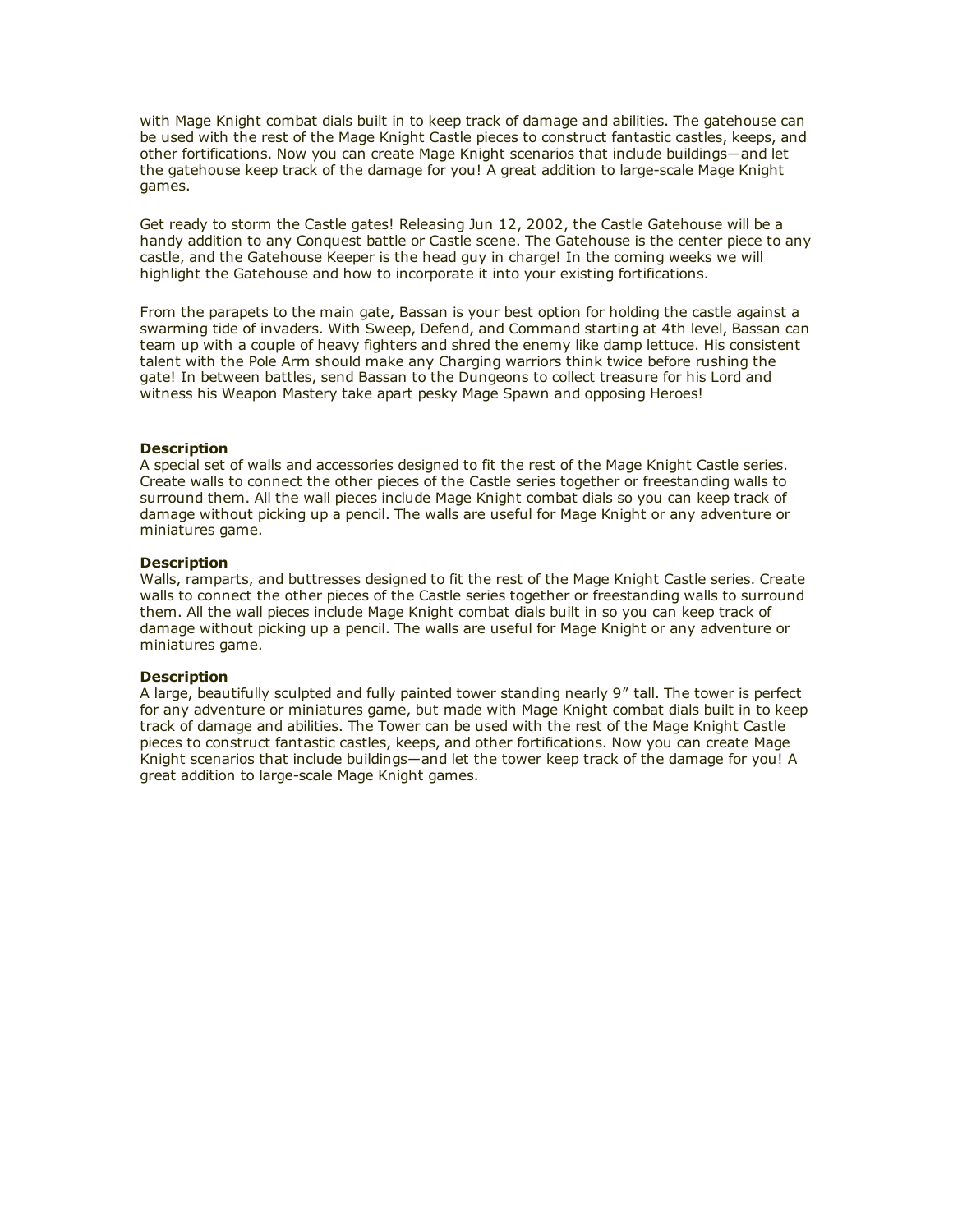with Mage Knight combat dials built in to keep track of damage and abilities. The gatehouse can be used with the rest of the Mage Knight Castle pieces to construct fantastic castles, keeps, and other fortifications. Now you can create Mage Knight scenarios that include buildings—and let the gatehouse keep track of the damage for you! A great addition to large-scale Mage Knight games.

Get ready to storm the Castle gates! Releasing Jun 12, 2002, the Castle Gatehouse will be a handy addition to any Conquest battle or Castle scene. The Gatehouse is the center piece to any castle, and the Gatehouse Keeper is the head guy in charge! In the coming weeks we will highlight the Gatehouse and how to incorporate it into your existing fortifications.

From the parapets to the main gate, Bassan is your best option for holding the castle against a swarming tide of invaders. With Sweep, Defend, and Command starting at 4th level, Bassan can team up with a couple of heavy fighters and shred the enemy like damp lettuce. His consistent talent with the Pole Arm should make any Charging warriors think twice before rushing the gate! In between battles, send Bassan to the Dungeons to collect treasure for his Lord and witness his Weapon Mastery take apart pesky Mage Spawn and opposing Heroes!

**Description**
A special set of walls and accessories designed to fit the rest of the Mage Knight Castle series. Create walls to connect the other pieces of the Castle series together or freestanding walls to surround them. All the wall pieces include Mage Knight combat dials so you can keep track of damage without picking up a pencil. The walls are useful for Mage Knight or any adventure or miniatures game.

**Description**
Walls, ramparts, and buttresses designed to fit the rest of the Mage Knight Castle series. Create walls to connect the other pieces of the Castle series together or freestanding walls to surround them. All the wall pieces include Mage Knight combat dials built in so you can keep track of damage without picking up a pencil. The walls are useful for Mage Knight or any adventure or miniatures game.

**Description**
A large, beautifully sculpted and fully painted tower standing nearly 9" tall. The tower is perfect for any adventure or miniatures game, but made with Mage Knight combat dials built in to keep track of damage and abilities. The Tower can be used with the rest of the Mage Knight Castle pieces to construct fantastic castles, keeps, and other fortifications. Now you can create Mage Knight scenarios that include buildings—and let the tower keep track of the damage for you! A great addition to large-scale Mage Knight games.